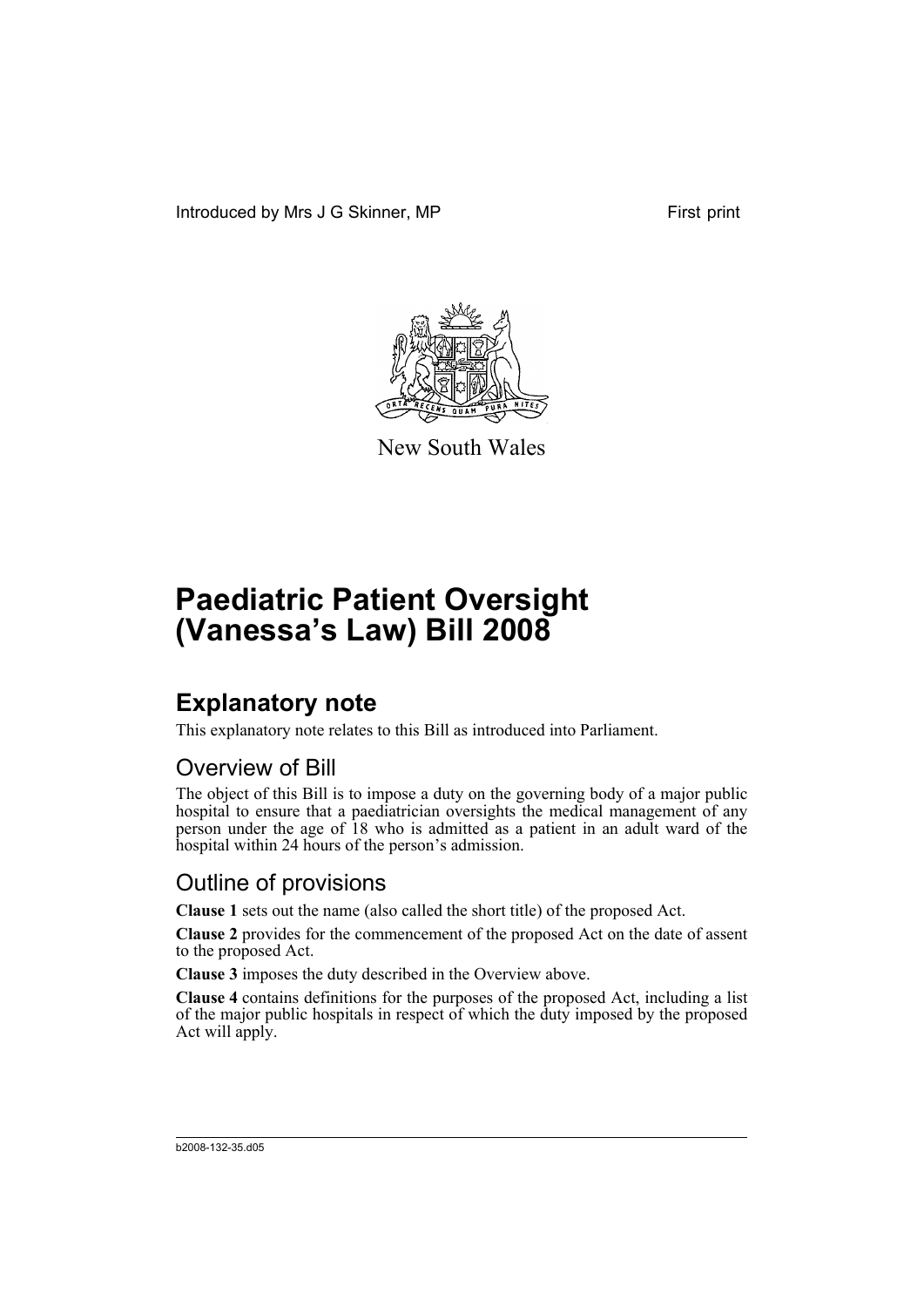Introduced by Mrs J G Skinner, MP First print

New South Wales

# Paediatric Patient Oversight (Vanessa's Law) Bill 2008

## Explanatory note

This explanatory note relates to this Bill as introduced into Parliament.

### Overview of Bill

The object of this Bill is to impose a duty on the governing body of a major public hospital to ensure that a paediatrician oversights the medical management of any person under the age of 18 who is admitted as a patient in an adult ward of the hospital within 24 hours of the person's admission.

### Outline of provisions

**Clause 1** sets out the name (also called the short title) of the proposed Act.

**Clause 2** provides for the commencement of the proposed Act on the date of assent to the proposed Act.

**Clause 3** imposes the duty described in the Overview above.

**Clause 4** contains definitions for the purposes of the proposed Act, including a list of the major public hospitals in respect of which the duty imposed by the proposed Act will apply.

b2008-132-35.d05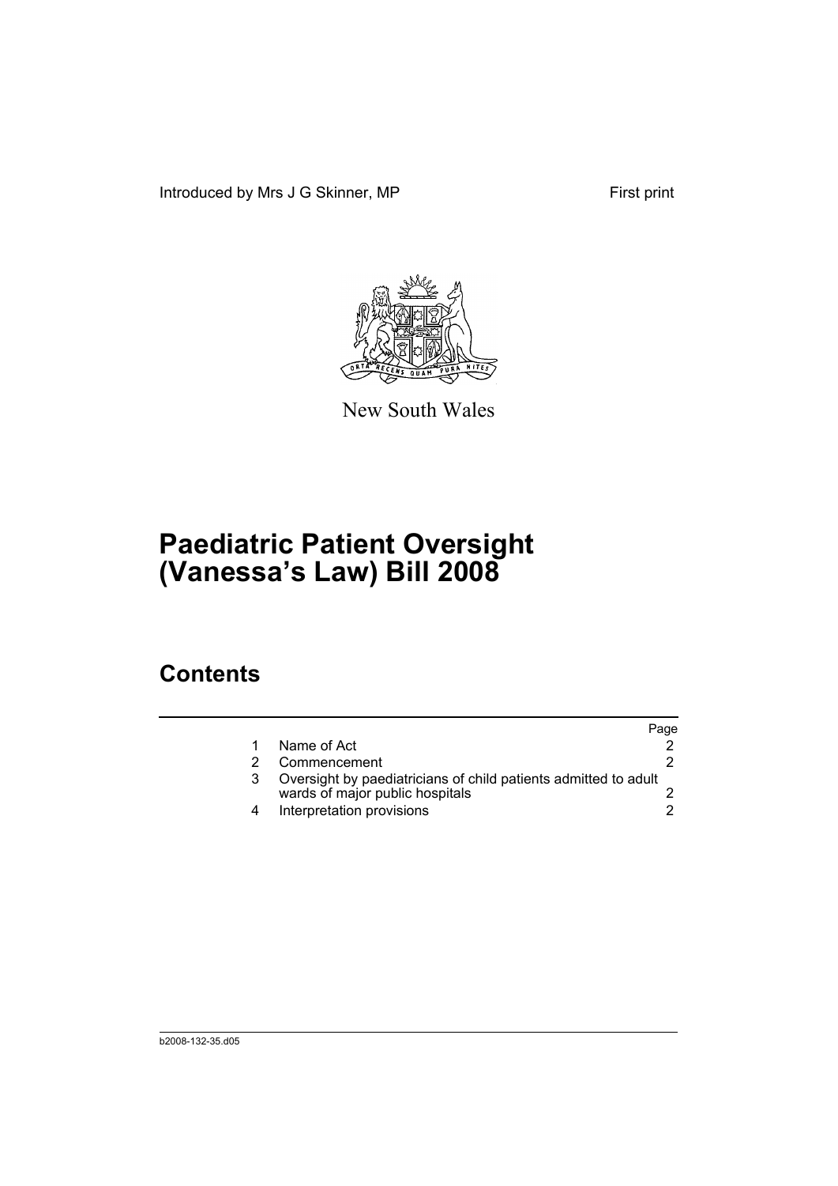Introduced by Mrs J G Skinner, MP First print

New South Wales

# Paediatric Patient Oversight (Vanessa's Law) Bill 2008

## Contents

| | | Page |
|---|---|---|
| 1 | Name of Act | 2 |
| 2 | Commencement | 2 |
| 3 | Oversight by paediatricians of child patients admitted to adult wards of major public hospitals | 2 |
| 4 | Interpretation provisions | 2 |

b2008-132-35.d05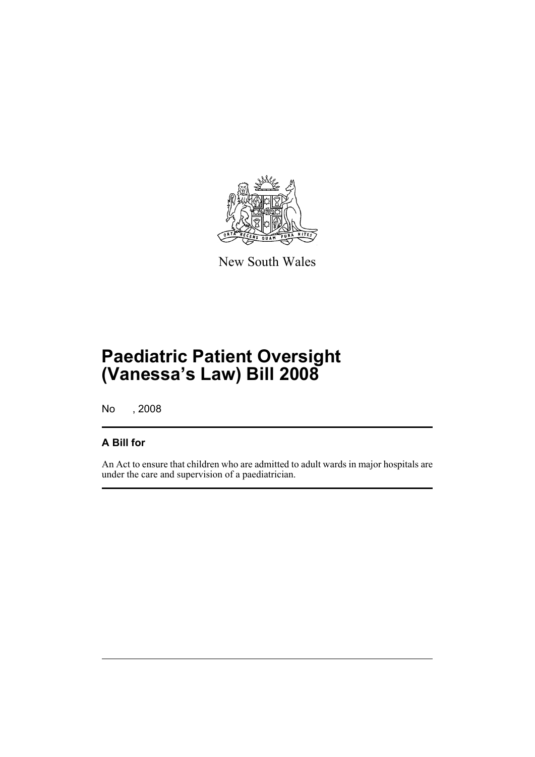New South Wales

# Paediatric Patient Oversight (Vanessa's Law) Bill 2008

No , 2008

## A Bill for

An Act to ensure that children who are admitted to adult wards in major hospitals are under the care and supervision of a paediatrician.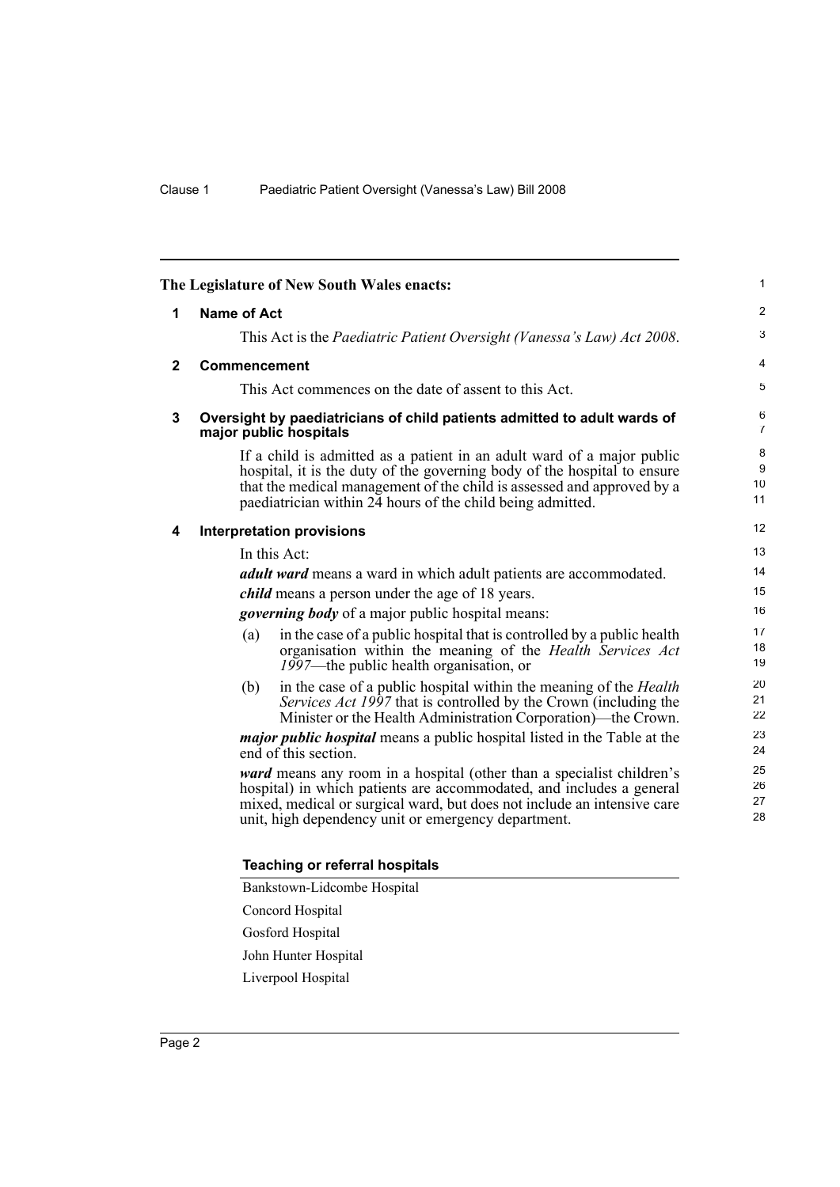The Legislature of New South Wales enacts:

## 1 Name of Act

This Act is the *Paediatric Patient Oversight (Vanessa's Law) Act 2008*.

## 2 Commencement

This Act commences on the date of assent to this Act.

## 3 Oversight by paediatricians of child patients admitted to adult wards of major public hospitals

If a child is admitted as a patient in an adult ward of a major public hospital, it is the duty of the governing body of the hospital to ensure that the medical management of the child is assessed and approved by a paediatrician within 24 hours of the child being admitted.

## 4 Interpretation provisions

In this Act:

***adult ward*** means a ward in which adult patients are accommodated.

***child*** means a person under the age of 18 years.

***governing body*** of a major public hospital means:

(a) in the case of a public hospital that is controlled by a public health organisation within the meaning of the *Health Services Act 1997*—the public health organisation, or

(b) in the case of a public hospital within the meaning of the *Health Services Act 1997* that is controlled by the Crown (including the Minister or the Health Administration Corporation)—the Crown.

***major public hospital*** means a public hospital listed in the Table at the end of this section.

***ward*** means any room in a hospital (other than a specialist children's hospital) in which patients are accommodated, and includes a general mixed, medical or surgical ward, but does not include an intensive care unit, high dependency unit or emergency department.

| Teaching or referral hospitals |
| --- |
| Bankstown-Lidcombe Hospital |
| Concord Hospital |
| Gosford Hospital |
| John Hunter Hospital |
| Liverpool Hospital |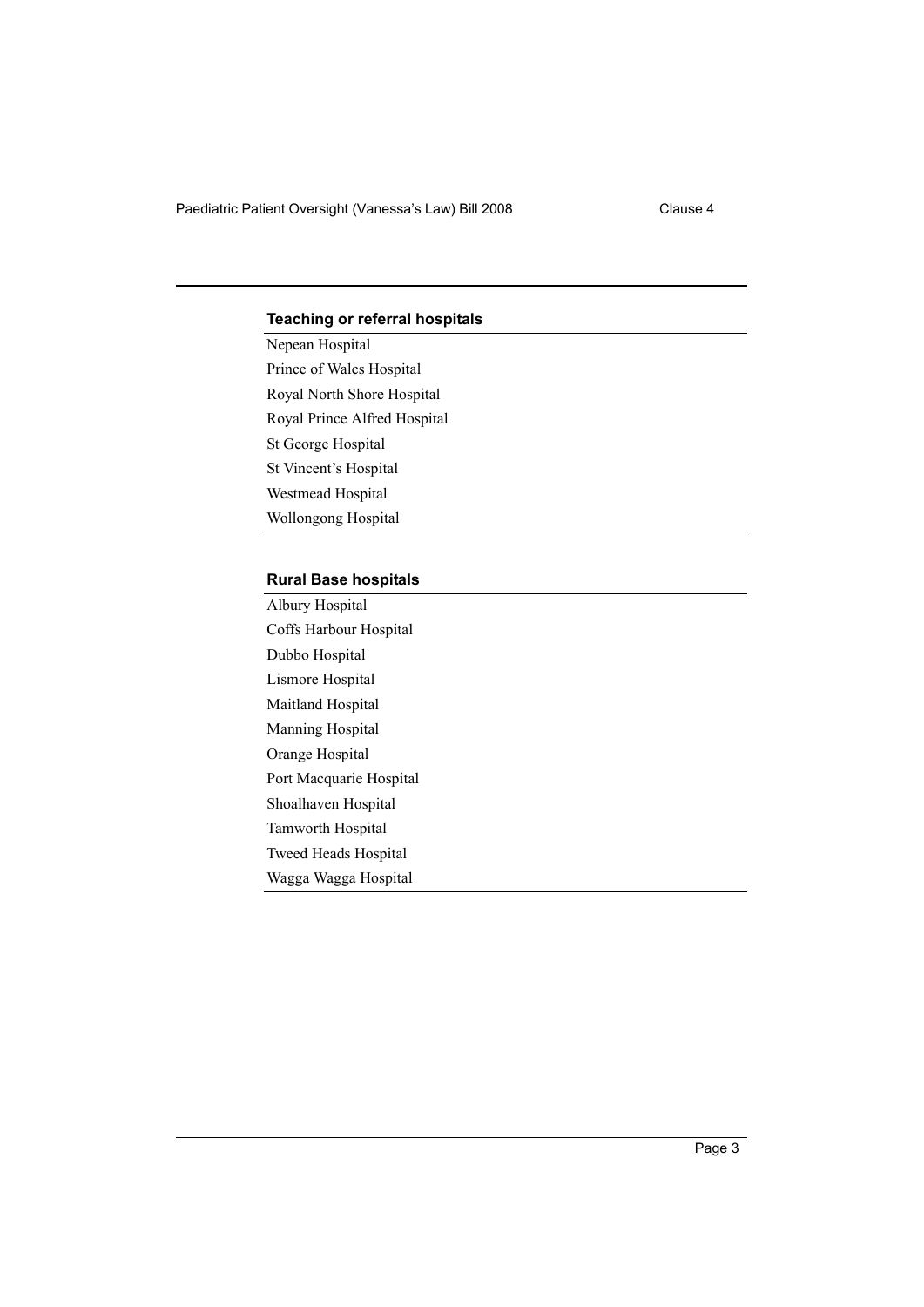| Teaching or referral hospitals |
| --- |
| Nepean Hospital |
| Prince of Wales Hospital |
| Royal North Shore Hospital |
| Royal Prince Alfred Hospital |
| St George Hospital |
| St Vincent's Hospital |
| Westmead Hospital |
| Wollongong Hospital |

| Rural Base hospitals |
| --- |
| Albury Hospital |
| Coffs Harbour Hospital |
| Dubbo Hospital |
| Lismore Hospital |
| Maitland Hospital |
| Manning Hospital |
| Orange Hospital |
| Port Macquarie Hospital |
| Shoalhaven Hospital |
| Tamworth Hospital |
| Tweed Heads Hospital |
| Wagga Wagga Hospital |